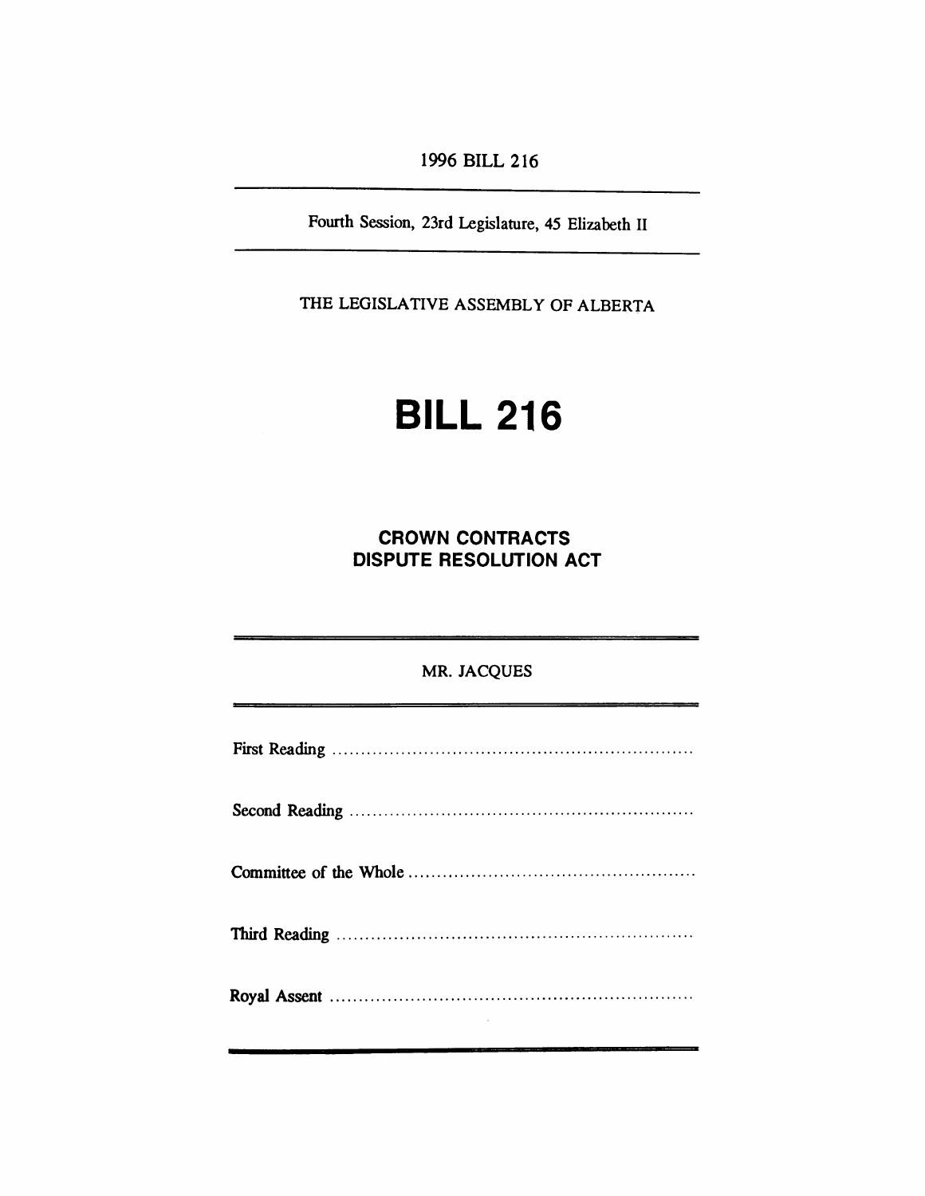1996 BILL 216

Fourth Session, 23rd Legislature, 45 Elizabeth II

THE LEGISLATIVE ASSEMBLY OF ALBERTA

# BILL 216

## CROWN CONTRACTS DISPUTE RESOLUTION ACT

MR. JACQUES

First Reading ................................................................

Second Reading ............................................................

Committee of the Whole ..................................................

Third Reading ..............................................................

Royal Assent ................................................................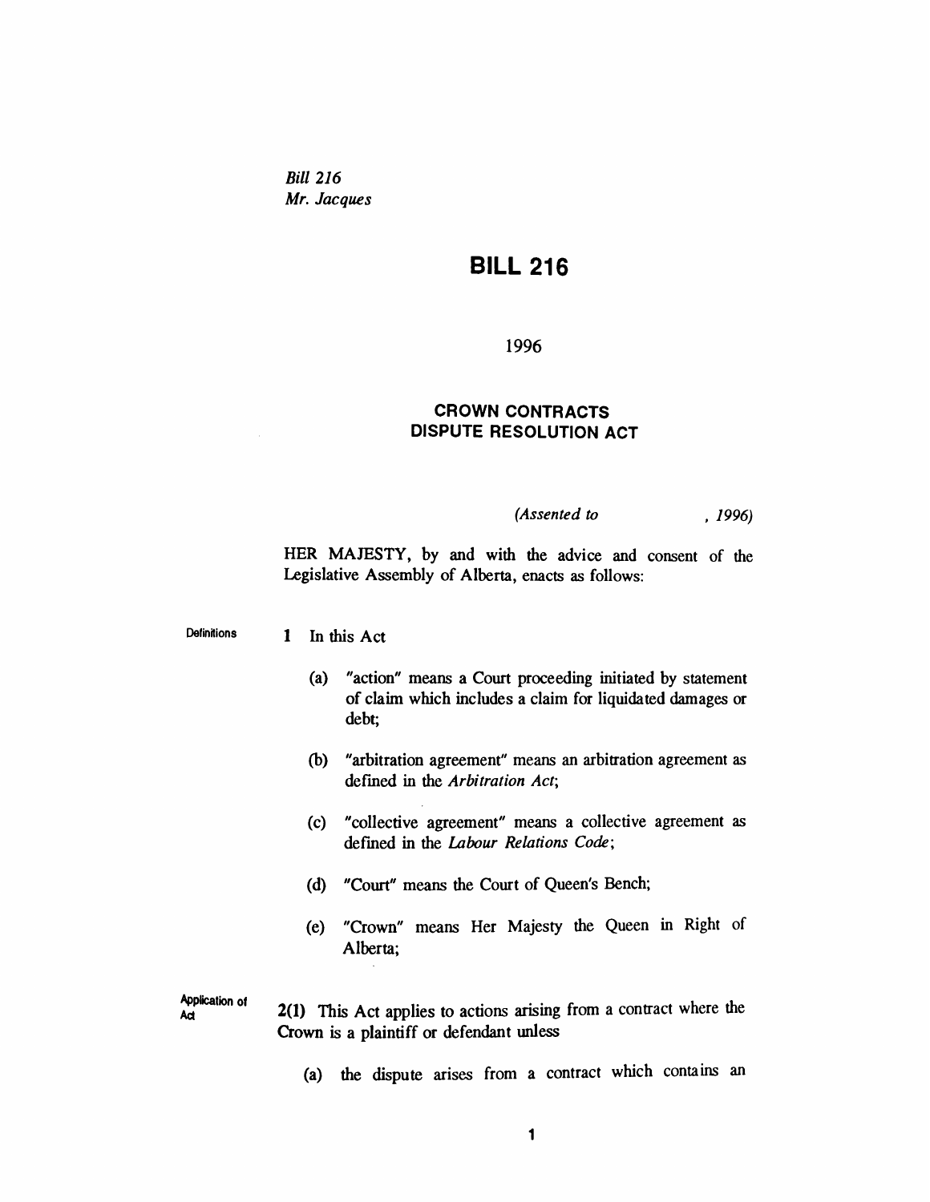*Bill 216*
*Mr. Jacques*

# BILL 216

1996

## CROWN CONTRACTS DISPUTE RESOLUTION ACT

*(Assented to , 1996)*

HER MAJESTY, by and with the advice and consent of the Legislative Assembly of Alberta, enacts as follows:

Definitions

**1** In this Act

(a) "action" means a Court proceeding initiated by statement of claim which includes a claim for liquidated damages or debt;

(b) "arbitration agreement" means an arbitration agreement as defined in the *Arbitration Act*;

(c) "collective agreement" means a collective agreement as defined in the *Labour Relations Code*;

(d) "Court" means the Court of Queen's Bench;

(e) "Crown" means Her Majesty the Queen in Right of Alberta;

Application of Act

**2(1)** This Act applies to actions arising from a contract where the Crown is a plaintiff or defendant unless

(a) the dispute arises from a contract which contains an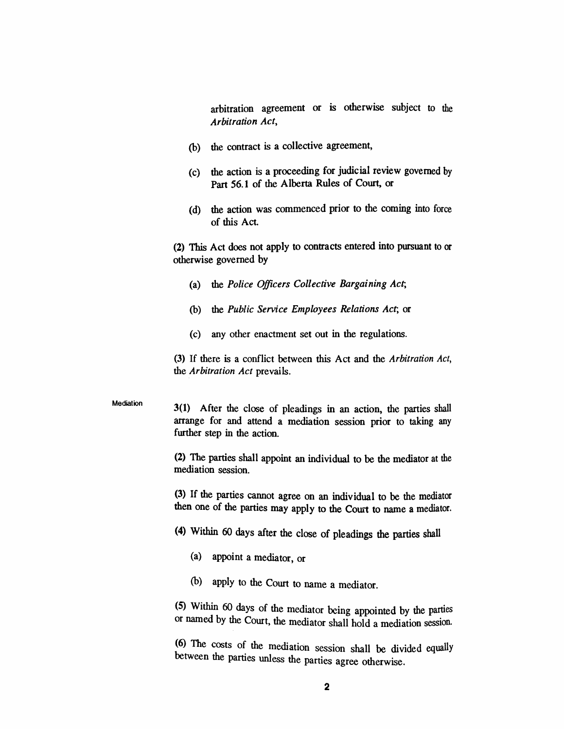arbitration agreement or is otherwise subject to the *Arbitration Act*,

(b) the contract is a collective agreement,

(c) the action is a proceeding for judicial review governed by Part 56.1 of the Alberta Rules of Court, or

(d) the action was commenced prior to the coming into force of this Act.

(2) This Act does not apply to contracts entered into pursuant to or otherwise governed by

(a) the *Police Officers Collective Bargaining Act*;

(b) the *Public Service Employees Relations Act*; or

(c) any other enactment set out in the regulations.

(3) If there is a conflict between this Act and the *Arbitration Act*, the *Arbitration Act* prevails.

Mediation

3(1) After the close of pleadings in an action, the parties shall arrange for and attend a mediation session prior to taking any further step in the action.

(2) The parties shall appoint an individual to be the mediator at the mediation session.

(3) If the parties cannot agree on an individual to be the mediator then one of the parties may apply to the Court to name a mediator.

(4) Within 60 days after the close of pleadings the parties shall

(a) appoint a mediator, or

(b) apply to the Court to name a mediator.

(5) Within 60 days of the mediator being appointed by the parties or named by the Court, the mediator shall hold a mediation session.

(6) The costs of the mediation session shall be divided equally between the parties unless the parties agree otherwise.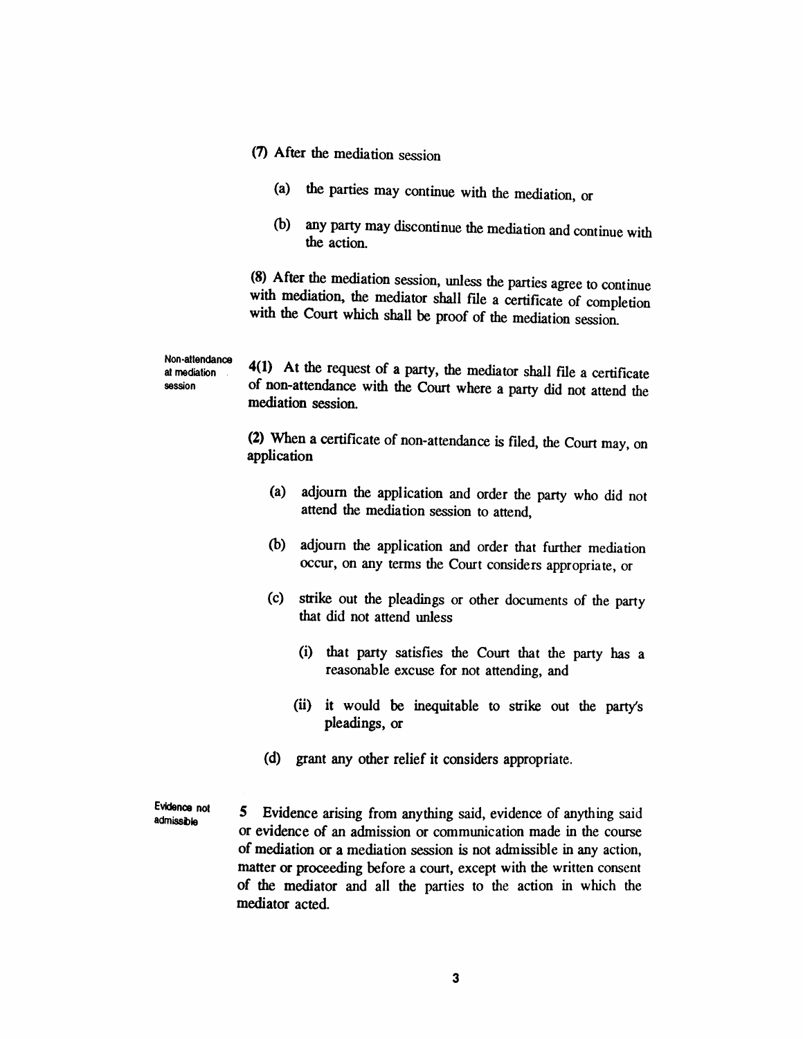(7) After the mediation session

(a) the parties may continue with the mediation, or

(b) any party may discontinue the mediation and continue with the action.

(8) After the mediation session, unless the parties agree to continue with mediation, the mediator shall file a certificate of completion with the Court which shall be proof of the mediation session.

**Non-attendance at mediation session**

**4(1)** At the request of a party, the mediator shall file a certificate of non-attendance with the Court where a party did not attend the mediation session.

(2) When a certificate of non-attendance is filed, the Court may, on application

(a) adjourn the application and order the party who did not attend the mediation session to attend,

(b) adjourn the application and order that further mediation occur, on any terms the Court considers appropriate, or

(c) strike out the pleadings or other documents of the party that did not attend unless

(i) that party satisfies the Court that the party has a reasonable excuse for not attending, and

(ii) it would be inequitable to strike out the party's pleadings, or

(d) grant any other relief it considers appropriate.

**Evidence not admissible**

**5** Evidence arising from anything said, evidence of anything said or evidence of an admission or communication made in the course of mediation or a mediation session is not admissible in any action, matter or proceeding before a court, except with the written consent of the mediator and all the parties to the action in which the mediator acted.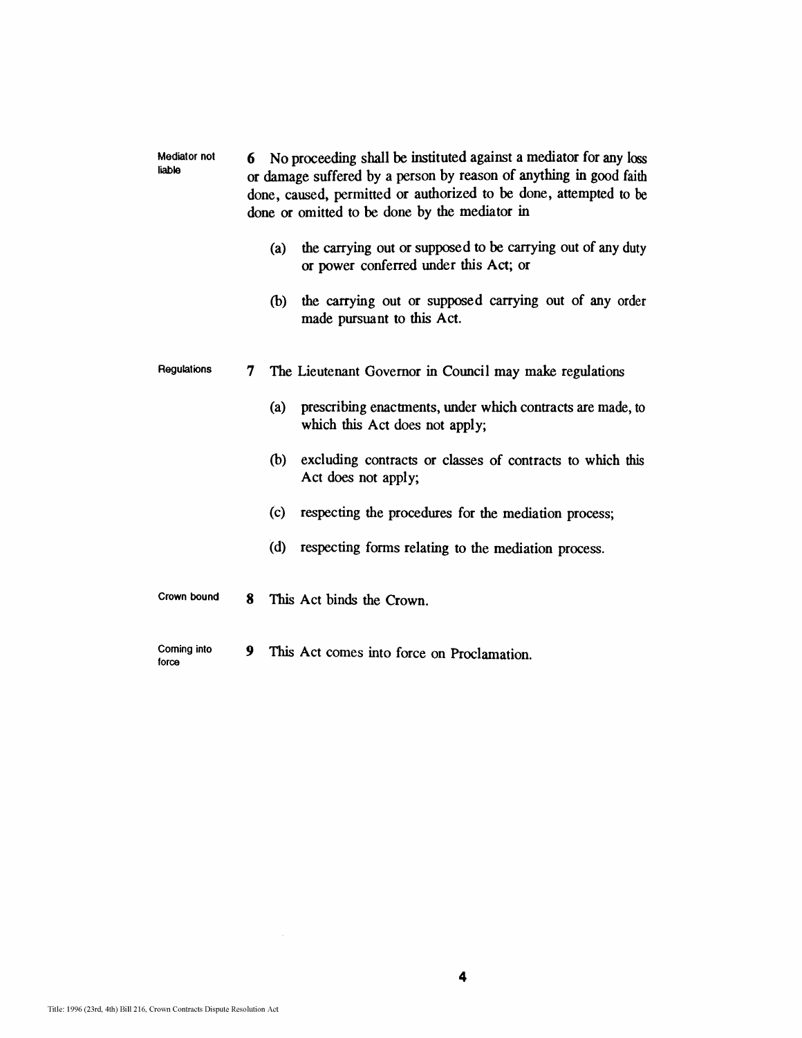**Mediator not liable**

**6** No proceeding shall be instituted against a mediator for any loss or damage suffered by a person by reason of anything in good faith done, caused, permitted or authorized to be done, attempted to be done or omitted to be done by the mediator in

(a) the carrying out or supposed to be carrying out of any duty or power conferred under this Act; or

(b) the carrying out or supposed carrying out of any order made pursuant to this Act.

**Regulations**

**7** The Lieutenant Governor in Council may make regulations

(a) prescribing enactments, under which contracts are made, to which this Act does not apply;

(b) excluding contracts or classes of contracts to which this Act does not apply;

(c) respecting the procedures for the mediation process;

(d) respecting forms relating to the mediation process.

**Crown bound**

**8** This Act binds the Crown.

**Coming into force**

**9** This Act comes into force on Proclamation.